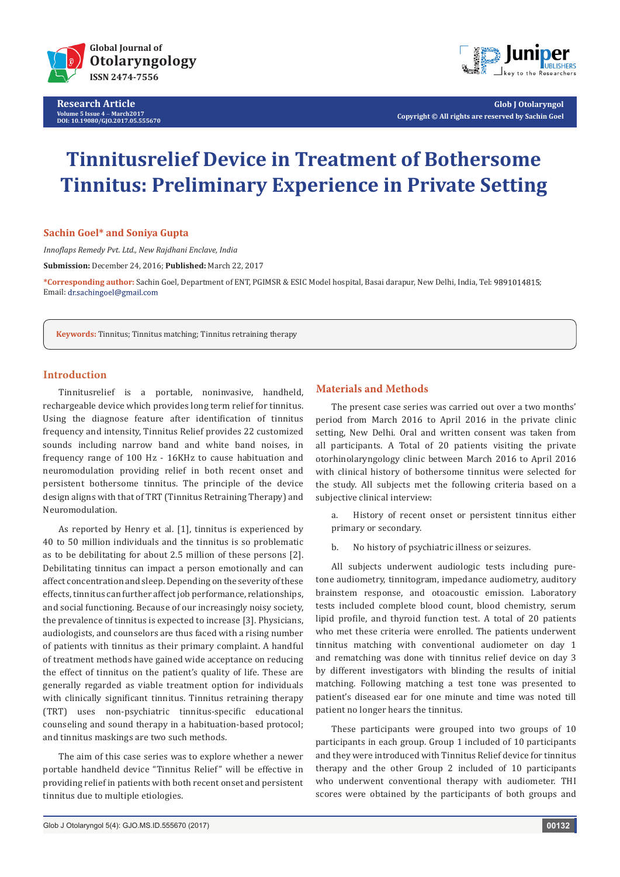Research Article

# Tinnitusrelief Device in Treatment of Bothersome Tinnitus: Preliminary Experience in Private Setting

**Sachin Goel* and Soniya Gupta**

*Innoflaps Remedy Pvt. Ltd., New Rajdhani Enclave, India*

**Submission:** December 24, 2016; **Published:** March 22, 2017

***Corresponding author:** Sachin Goel, Department of ENT, PGIMSR & ESIC Model hospital, Basai darapur, New Delhi, India, Tel: 9891014815; Email: dr.sachingoel@gmail.com

**Keywords:** Tinnitus; Tinnitus matching; Tinnitus retraining therapy

## Introduction

Tinnitusrelief is a portable, noninvasive, handheld, rechargeable device which provides long term relief for tinnitus. Using the diagnose feature after identification of tinnitus frequency and intensity, Tinnitus Relief provides 22 customized sounds including narrow band and white band noises, in frequency range of 100 Hz - 16KHz to cause habituation and neuromodulation providing relief in both recent onset and persistent bothersome tinnitus. The principle of the device design aligns with that of TRT (Tinnitus Retraining Therapy) and Neuromodulation.

As reported by Henry et al. [1], tinnitus is experienced by 40 to 50 million individuals and the tinnitus is so problematic as to be debilitating for about 2.5 million of these persons [2]. Debilitating tinnitus can impact a person emotionally and can affect concentration and sleep. Depending on the severity of these effects, tinnitus can further affect job performance, relationships, and social functioning. Because of our increasingly noisy society, the prevalence of tinnitus is expected to increase [3]. Physicians, audiologists, and counselors are thus faced with a rising number of patients with tinnitus as their primary complaint. A handful of treatment methods have gained wide acceptance on reducing the effect of tinnitus on the patient's quality of life. These are generally regarded as viable treatment option for individuals with clinically significant tinnitus. Tinnitus retraining therapy (TRT) uses non-psychiatric tinnitus-specific educational counseling and sound therapy in a habituation-based protocol; and tinnitus maskings are two such methods.

The aim of this case series was to explore whether a newer portable handheld device "Tinnitus Relief" will be effective in providing relief in patients with both recent onset and persistent tinnitus due to multiple etiologies.

## Materials and Methods

The present case series was carried out over a two months' period from March 2016 to April 2016 in the private clinic setting, New Delhi. Oral and written consent was taken from all participants. A Total of 20 patients visiting the private otorhinolaryngology clinic between March 2016 to April 2016 with clinical history of bothersome tinnitus were selected for the study. All subjects met the following criteria based on a subjective clinical interview:

a. History of recent onset or persistent tinnitus either primary or secondary.

b. No history of psychiatric illness or seizures.

All subjects underwent audiologic tests including pure-tone audiometry, tinnitogram, impedance audiometry, auditory brainstem response, and otoacoustic emission. Laboratory tests included complete blood count, blood chemistry, serum lipid profile, and thyroid function test. A total of 20 patients who met these criteria were enrolled. The patients underwent tinnitus matching with conventional audiometer on day 1 and rematching was done with tinnitus relief device on day 3 by different investigators with blinding the results of initial matching. Following matching a test tone was presented to patient's diseased ear for one minute and time was noted till patient no longer hears the tinnitus.

These participants were grouped into two groups of 10 participants in each group. Group 1 included of 10 participants and they were introduced with Tinnitus Relief device for tinnitus therapy and the other Group 2 included of 10 participants who underwent conventional therapy with audiometer. THI scores were obtained by the participants of both groups and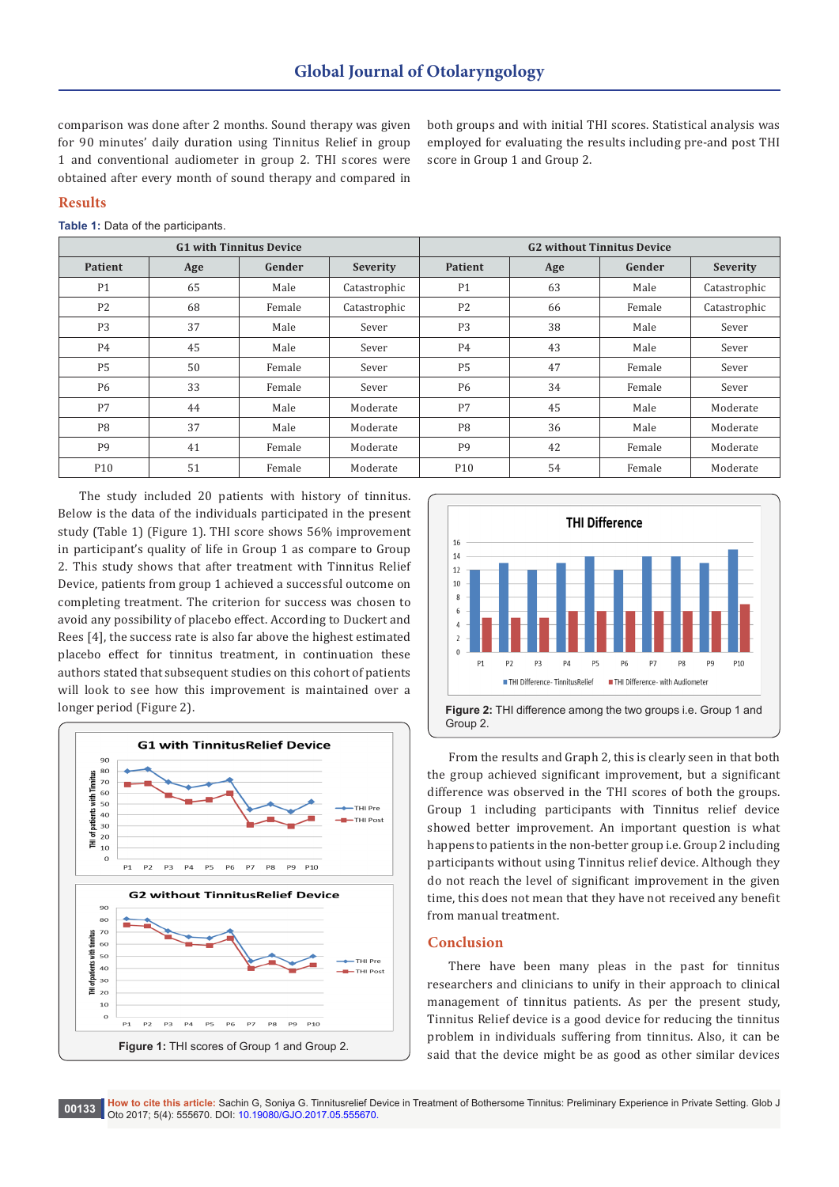comparison was done after 2 months. Sound therapy was given for 90 minutes' daily duration using Tinnitus Relief in group 1 and conventional audiometer in group 2. THI scores were obtained after every month of sound therapy and compared in both groups and with initial THI scores. Statistical analysis was employed for evaluating the results including pre-and post THI score in Group 1 and Group 2.

## Results

**Table 1:** Data of the participants.

| G1 with Tinnitus Device | | | | G2 without Tinnitus Device | | | |
|---|---|---|---|---|---|---|---|
| Patient | Age | Gender | Severity | Patient | Age | Gender | Severity |
| P1 | 65 | Male | Catastrophic | P1 | 63 | Male | Catastrophic |
| P2 | 68 | Female | Catastrophic | P2 | 66 | Female | Catastrophic |
| P3 | 37 | Male | Sever | P3 | 38 | Male | Sever |
| P4 | 45 | Male | Sever | P4 | 43 | Male | Sever |
| P5 | 50 | Female | Sever | P5 | 47 | Female | Sever |
| P6 | 33 | Female | Sever | P6 | 34 | Female | Sever |
| P7 | 44 | Male | Moderate | P7 | 45 | Male | Moderate |
| P8 | 37 | Male | Moderate | P8 | 36 | Male | Moderate |
| P9 | 41 | Female | Moderate | P9 | 42 | Female | Moderate |
| P10 | 51 | Female | Moderate | P10 | 54 | Female | Moderate |

The study included 20 patients with history of tinnitus. Below is the data of the individuals participated in the present study (Table 1) (Figure 1). THI score shows 56% improvement in participant's quality of life in Group 1 as compare to Group 2. This study shows that after treatment with Tinnitus Relief Device, patients from group 1 achieved a successful outcome on completing treatment. The criterion for success was chosen to avoid any possibility of placebo effect. According to Duckert and Rees [4], the success rate is also far above the highest estimated placebo effect for tinnitus treatment, in continuation these authors stated that subsequent studies on this cohort of patients will look to see how this improvement is maintained over a longer period (Figure 2).

**Figure 1:** THI scores of Group 1 and Group 2.

**Figure 2:** THI difference among the two groups i.e. Group 1 and Group 2.

From the results and Graph 2, this is clearly seen in that both the group achieved significant improvement, but a significant difference was observed in the THI scores of both the groups. Group 1 including participants with Tinnitus relief device showed better improvement. An important question is what happens to patients in the non-better group i.e. Group 2 including participants without using Tinnitus relief device. Although they do not reach the level of significant improvement in the given time, this does not mean that they have not received any benefit from manual treatment.

## Conclusion

There have been many pleas in the past for tinnitus researchers and clinicians to unify in their approach to clinical management of tinnitus patients. As per the present study, Tinnitus Relief device is a good device for reducing the tinnitus problem in individuals suffering from tinnitus. Also, it can be said that the device might be as good as other similar devices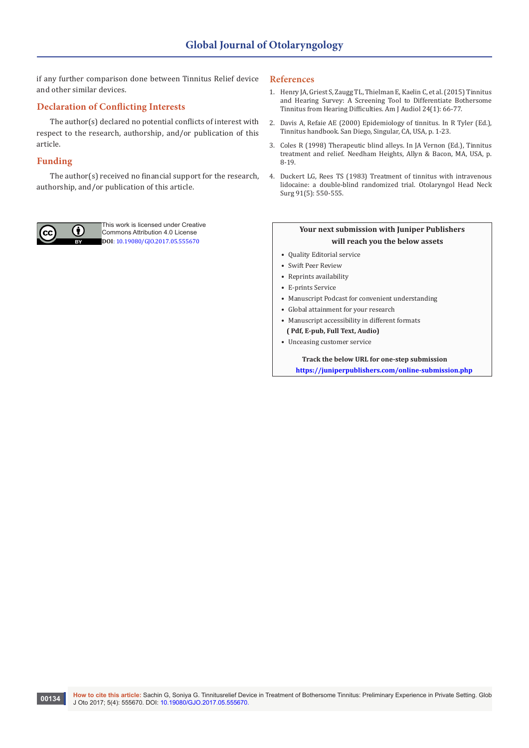if any further comparison done between Tinnitus Relief device and other similar devices.

## Declaration of Conflicting Interests

The author(s) declared no potential conflicts of interest with respect to the research, authorship, and/or publication of this article.

## Funding

The author(s) received no financial support for the research, authorship, and/or publication of this article.

## References

1. Henry JA, Griest S, Zaugg TL, Thielman E, Kaelin C, et al. (2015) Tinnitus and Hearing Survey: A Screening Tool to Differentiate Bothersome Tinnitus from Hearing Difficulties. Am J Audiol 24(1): 66-77.
2. Davis A, Refaie AE (2000) Epidemiology of tinnitus. In R Tyler (Ed.), Tinnitus handbook. San Diego, Singular, CA, USA, p. 1-23.
3. Coles R (1998) Therapeutic blind alleys. In JA Vernon (Ed.), Tinnitus treatment and relief. Needham Heights, Allyn & Bacon, MA, USA, p. 8-19.
4. Duckert LG, Rees TS (1983) Treatment of tinnitus with intravenous lidocaine: a double-blind randomized trial. Otolaryngol Head Neck Surg 91(5): 550-555.

This work is licensed under Creative Commons Attribution 4.0 License
**DOI**: 10.19080/GJO.2017.05.555670

**Your next submission with Juniper Publishers will reach you the below assets**

- Quality Editorial service
- Swift Peer Review
- Reprints availability
- E-prints Service
- Manuscript Podcast for convenient understanding
- Global attainment for your research
- Manuscript accessibility in different formats
  **( Pdf, E-pub, Full Text, Audio)**
- Unceasing customer service

**Track the below URL for one-step submission**
**https://juniperpublishers.com/online-submission.php**

**How to cite this article:** Sachin G, Soniya G. Tinnitusrelief Device in Treatment of Bothersome Tinnitus: Preliminary Experience in Private Setting. Glob J Oto 2017; 5(4): 555670. DOI: 10.19080/GJO.2017.05.555670.